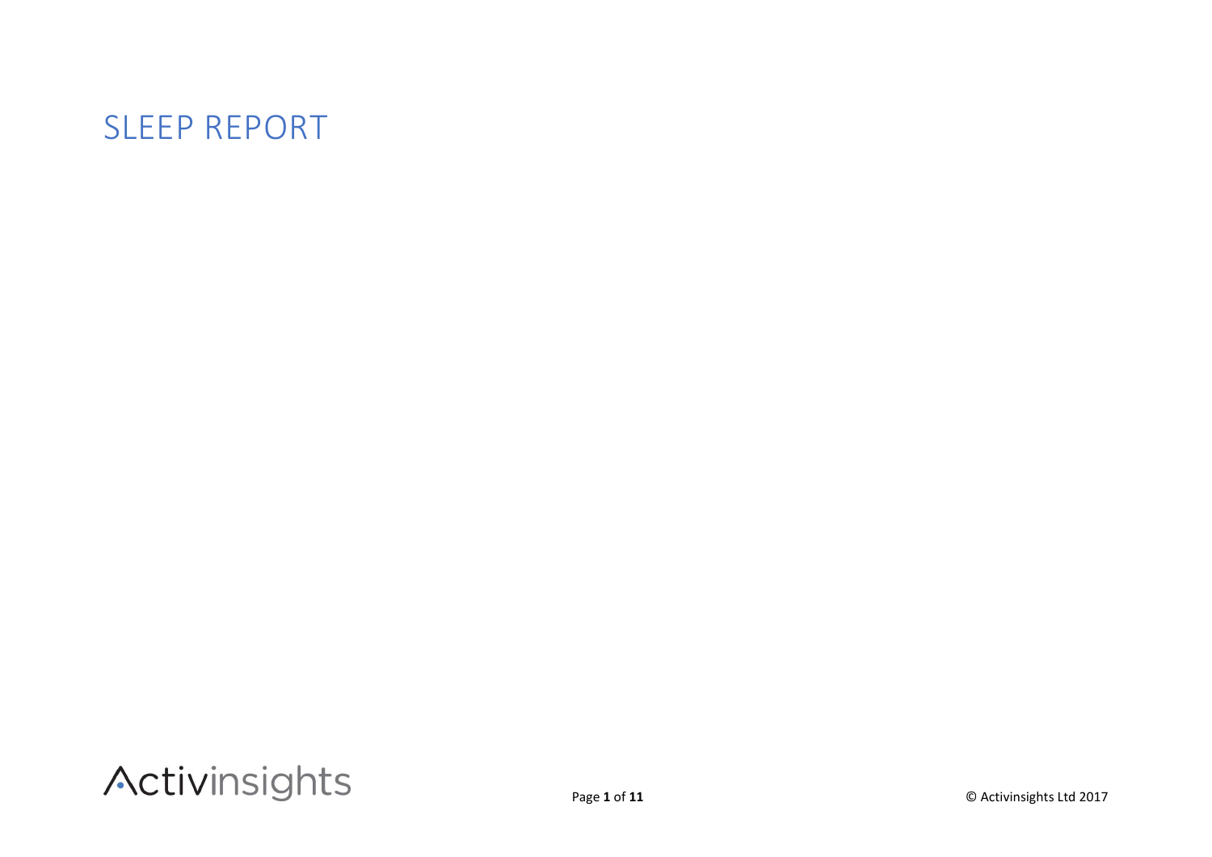# SLEEP REPORT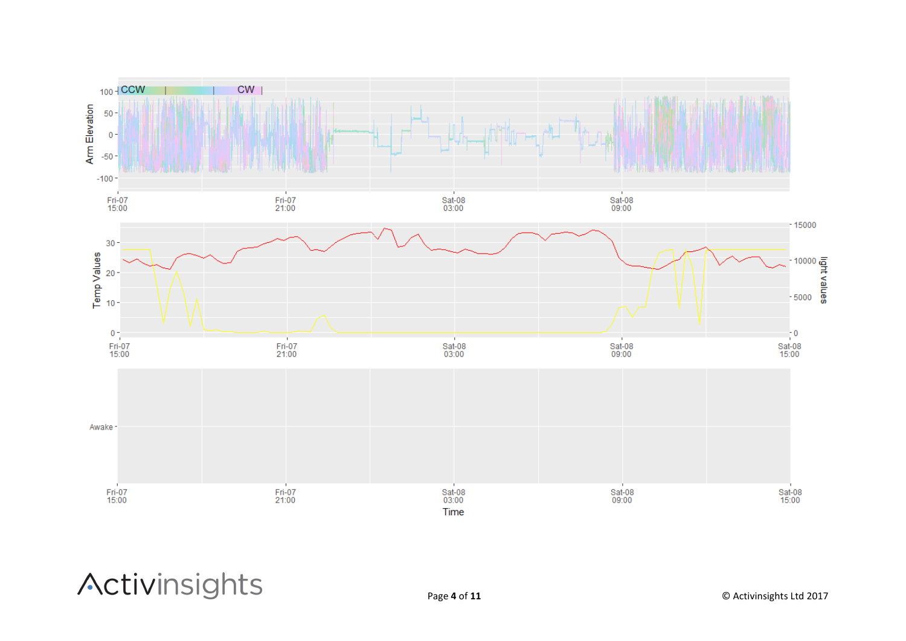CCW | CW

Arm Elevation

100, 50, 0, -50, -100

Fri-07 15:00 | Fri-07 21:00 | Sat-08 03:00 | Sat-08 09:00

Temp Values

30, 20, 10, 0

light values

15000, 10000, 5000, 0

Fri-07 15:00 | Fri-07 21:00 | Sat-08 03:00 | Sat-08 09:00 | Sat-08 15:00

Awake

Fri-07 15:00 | Fri-07 21:00 | Sat-08 03:00 | Sat-08 09:00 | Sat-08 15:00

Time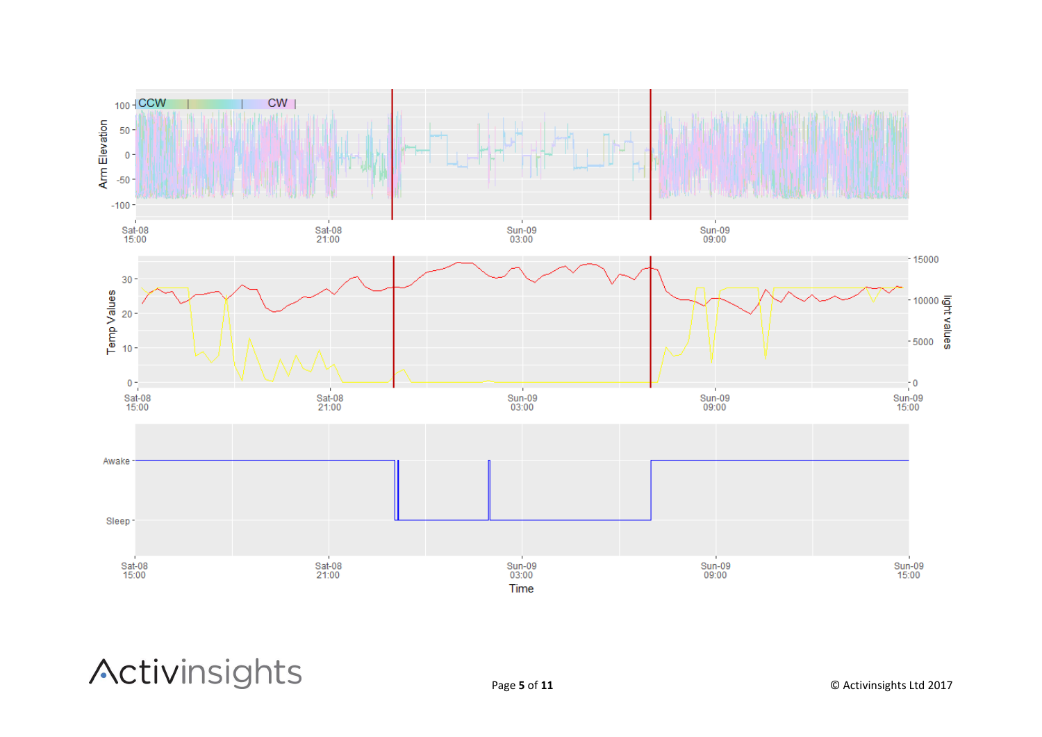Arm Elevation

100 CCW | | CW |
50
0
-50
-100

Sat-08 15:00 | Sat-08 21:00 | Sun-09 03:00 | Sun-09 09:00

Temp Values | light values

30 | 15000
20 | 10000
10 | 5000
0 | 0

Sat-08 15:00 | Sat-08 21:00 | Sun-09 03:00 | Sun-09 09:00 | Sun-09 15:00

Awake

Sleep

Sat-08 15:00 | Sat-08 21:00 | Sun-09 03:00 | Sun-09 09:00 | Sun-09 15:00

Time

Activinsights

© Activinsights Ltd 2017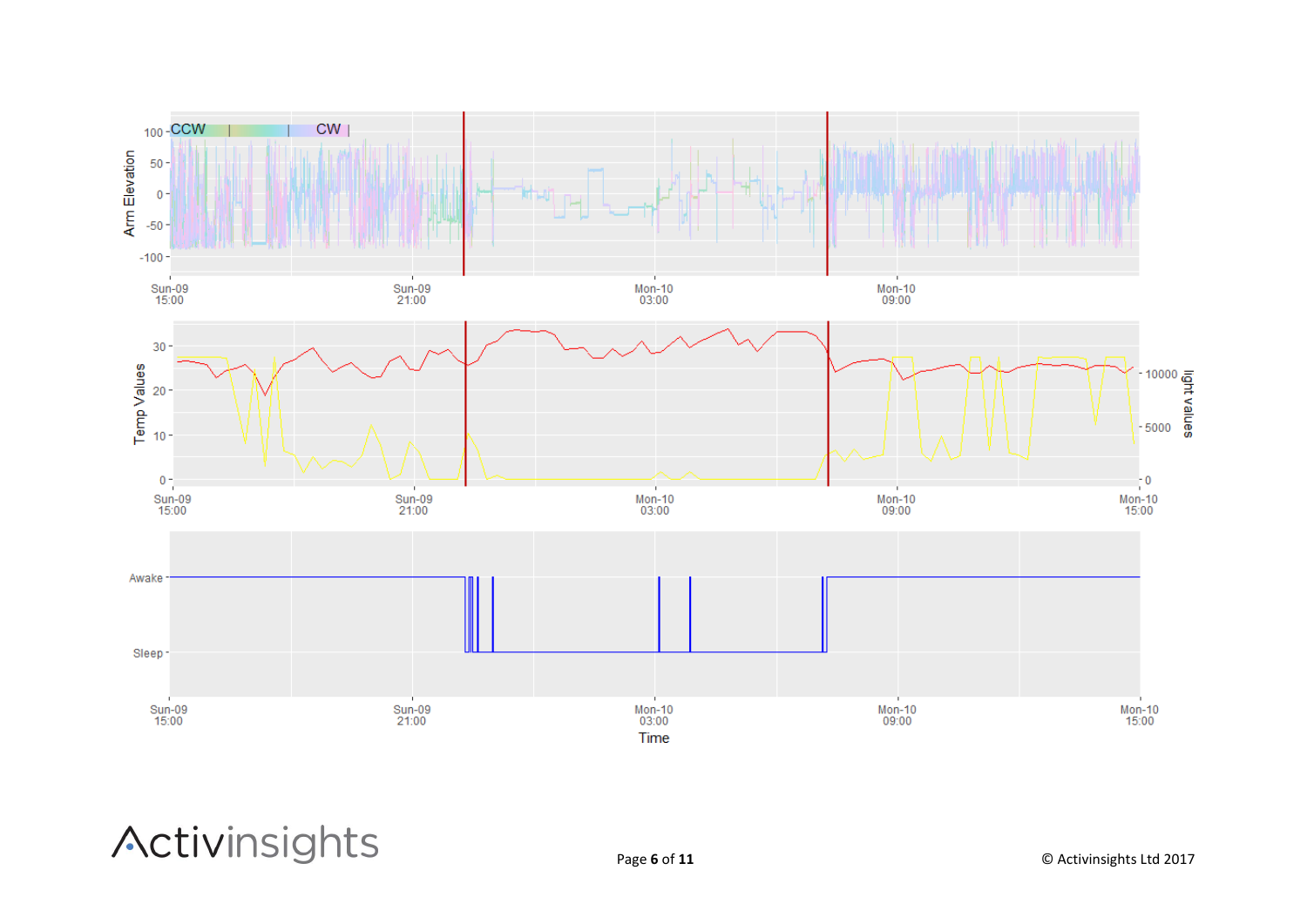Arm Elevation

CCW CW

100
50
0
-50
-100

Sun-09 15:00 Sun-09 21:00 Mon-10 03:00 Mon-10 09:00

Temp Values

30
20
10
0

light values

10000
5000
0

Sun-09 15:00 Sun-09 21:00 Mon-10 03:00 Mon-10 09:00 Mon-10 15:00

Awake

Sleep

Sun-09 15:00 Sun-09 21:00 Mon-10 03:00 Mon-10 09:00 Mon-10 15:00

Time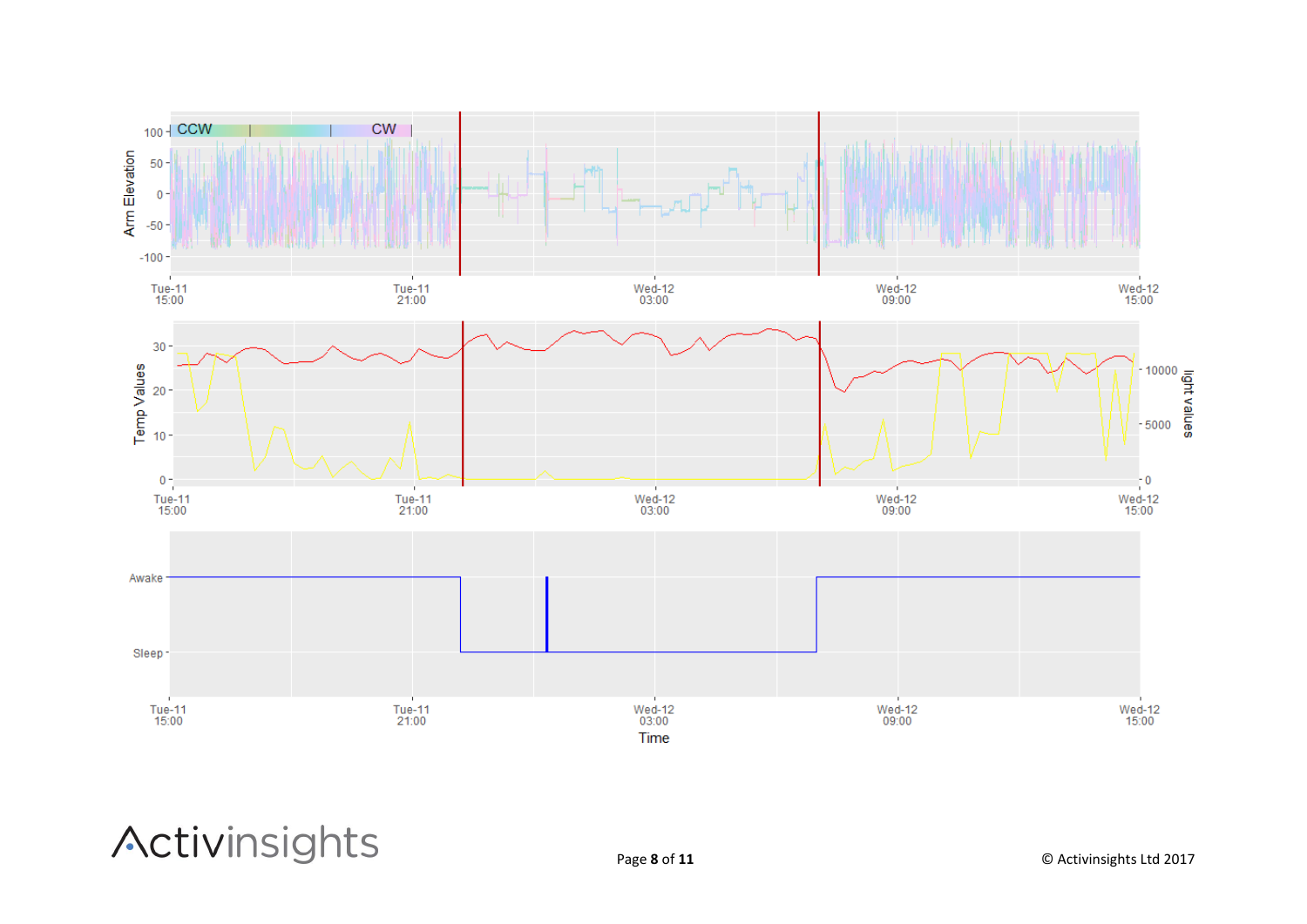CCW CW

Arm Elevation

100 50 0 -50 -100

Tue-11 15:00 | Tue-11 21:00 | Wed-12 03:00 | Wed-12 09:00 | Wed-12 15:00

Temp Values

30 20 10 0

light values

10000 5000 0

Tue-11 15:00 | Tue-11 21:00 | Wed-12 03:00 | Wed-12 09:00 | Wed-12 15:00

Awake

Sleep

Tue-11 15:00 | Tue-11 21:00 | Wed-12 03:00 | Wed-12 09:00 | Wed-12 15:00

Time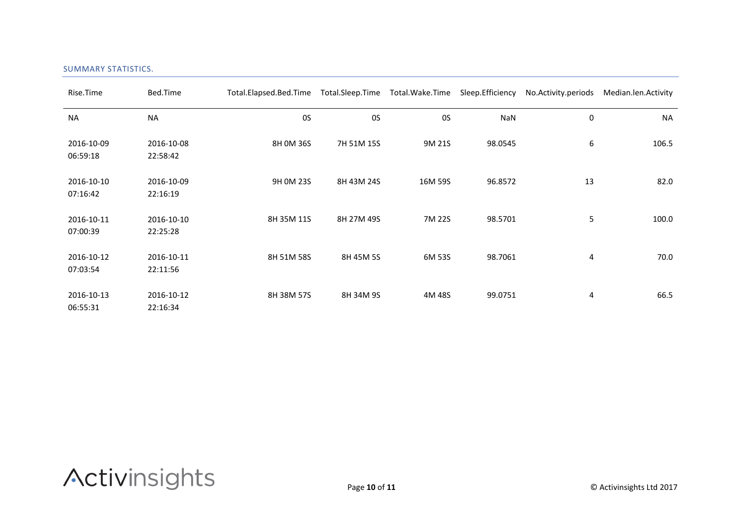## SUMMARY STATISTICS.

| Rise.Time | Bed.Time | Total.Elapsed.Bed.Time | Total.Sleep.Time | Total.Wake.Time | Sleep.Efficiency | No.Activity.periods | Median.len.Activity |
|---|---|---|---|---|---|---|---|
| NA | NA | 0S | 0S | 0S | NaN | 0 | NA |
| 2016-10-09 06:59:18 | 2016-10-08 22:58:42 | 8H 0M 36S | 7H 51M 15S | 9M 21S | 98.0545 | 6 | 106.5 |
| 2016-10-10 07:16:42 | 2016-10-09 22:16:19 | 9H 0M 23S | 8H 43M 24S | 16M 59S | 96.8572 | 13 | 82.0 |
| 2016-10-11 07:00:39 | 2016-10-10 22:25:28 | 8H 35M 11S | 8H 27M 49S | 7M 22S | 98.5701 | 5 | 100.0 |
| 2016-10-12 07:03:54 | 2016-10-11 22:11:56 | 8H 51M 58S | 8H 45M 5S | 6M 53S | 98.7061 | 4 | 70.0 |
| 2016-10-13 06:55:31 | 2016-10-12 22:16:34 | 8H 38M 57S | 8H 34M 9S | 4M 48S | 99.0751 | 4 | 66.5 |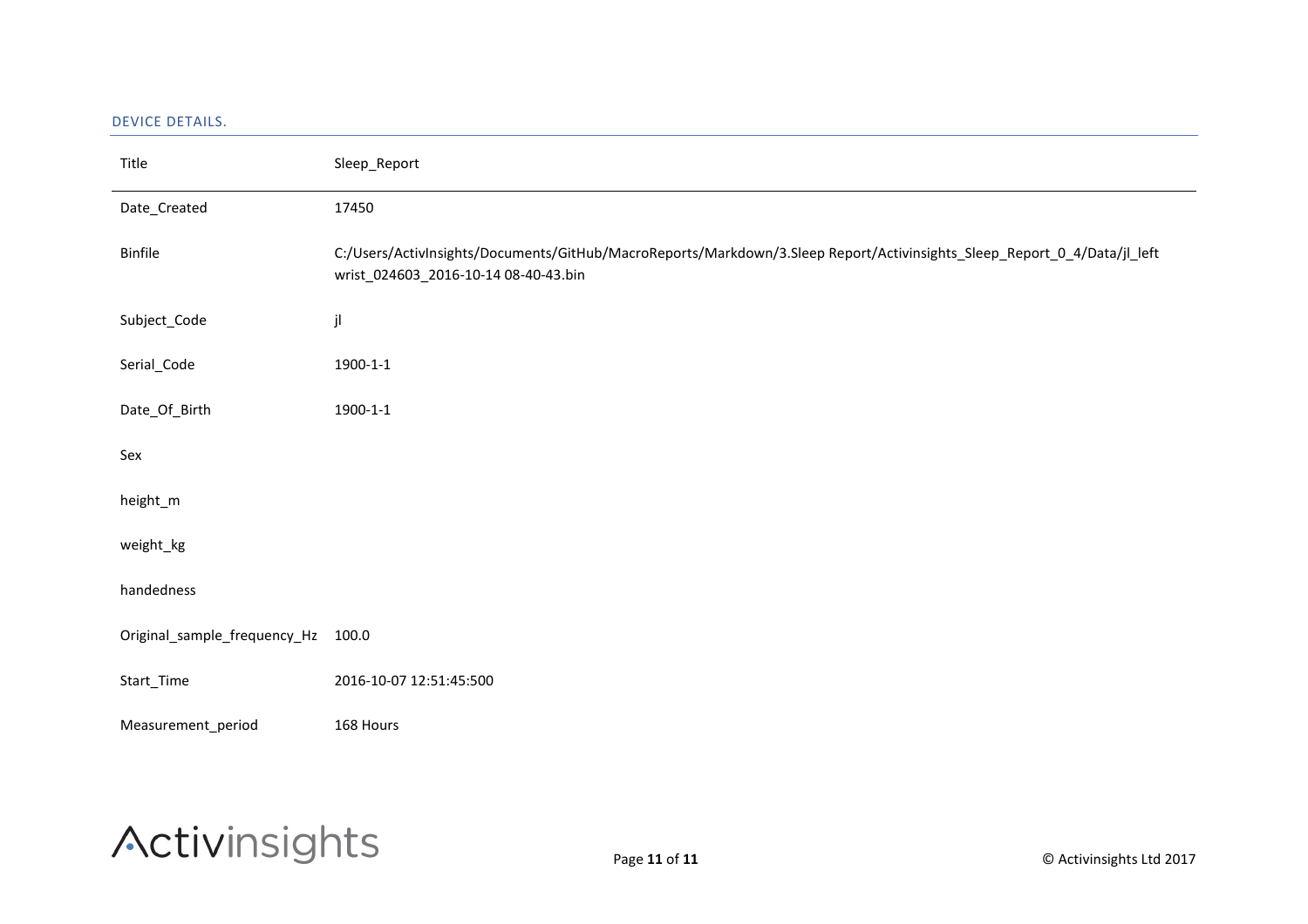DEVICE DETAILS.

| | |
|---|---|
| Title | Sleep_Report |
| Date_Created | 17450 |
| Binfile | C:/Users/ActivInsights/Documents/GitHub/MacroReports/Markdown/3.Sleep Report/Activinsights_Sleep_Report_0_4/Data/jl_left wrist_024603_2016-10-14 08-40-43.bin |
| Subject_Code | jl |
| Serial_Code | 1900-1-1 |
| Date_Of_Birth | 1900-1-1 |
| Sex | |
| height_m | |
| weight_kg | |
| handedness | |
| Original_sample_frequency_Hz | 100.0 |
| Start_Time | 2016-10-07 12:51:45:500 |
| Measurement_period | 168 Hours |